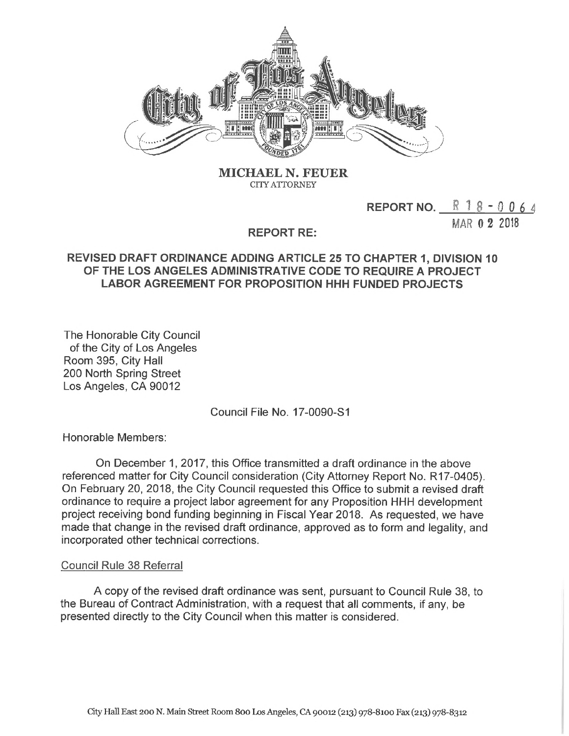**MICHAEL N. FEUER**
CITY ATTORNEY

**REPORT NO.** R 18-0064

MAR 02 2018

**REPORT RE:**

**REVISED DRAFT ORDINANCE ADDING ARTICLE 25 TO CHAPTER 1, DIVISION 10 OF THE LOS ANGELES ADMINISTRATIVE CODE TO REQUIRE A PROJECT LABOR AGREEMENT FOR PROPOSITION HHH FUNDED PROJECTS**

The Honorable City Council
of the City of Los Angeles
Room 395, City Hall
200 North Spring Street
Los Angeles, CA 90012

Council File No. 17-0090-S1

Honorable Members:

On December 1, 2017, this Office transmitted a draft ordinance in the above referenced matter for City Council consideration (City Attorney Report No. R17-0405). On February 20, 2018, the City Council requested this Office to submit a revised draft ordinance to require a project labor agreement for any Proposition HHH development project receiving bond funding beginning in Fiscal Year 2018. As requested, we have made that change in the revised draft ordinance, approved as to form and legality, and incorporated other technical corrections.

Council Rule 38 Referral

A copy of the revised draft ordinance was sent, pursuant to Council Rule 38, to the Bureau of Contract Administration, with a request that all comments, if any, be presented directly to the City Council when this matter is considered.

City Hall East 200 N. Main Street Room 800 Los Angeles, CA 90012 (213) 978-8100 Fax (213) 978-8312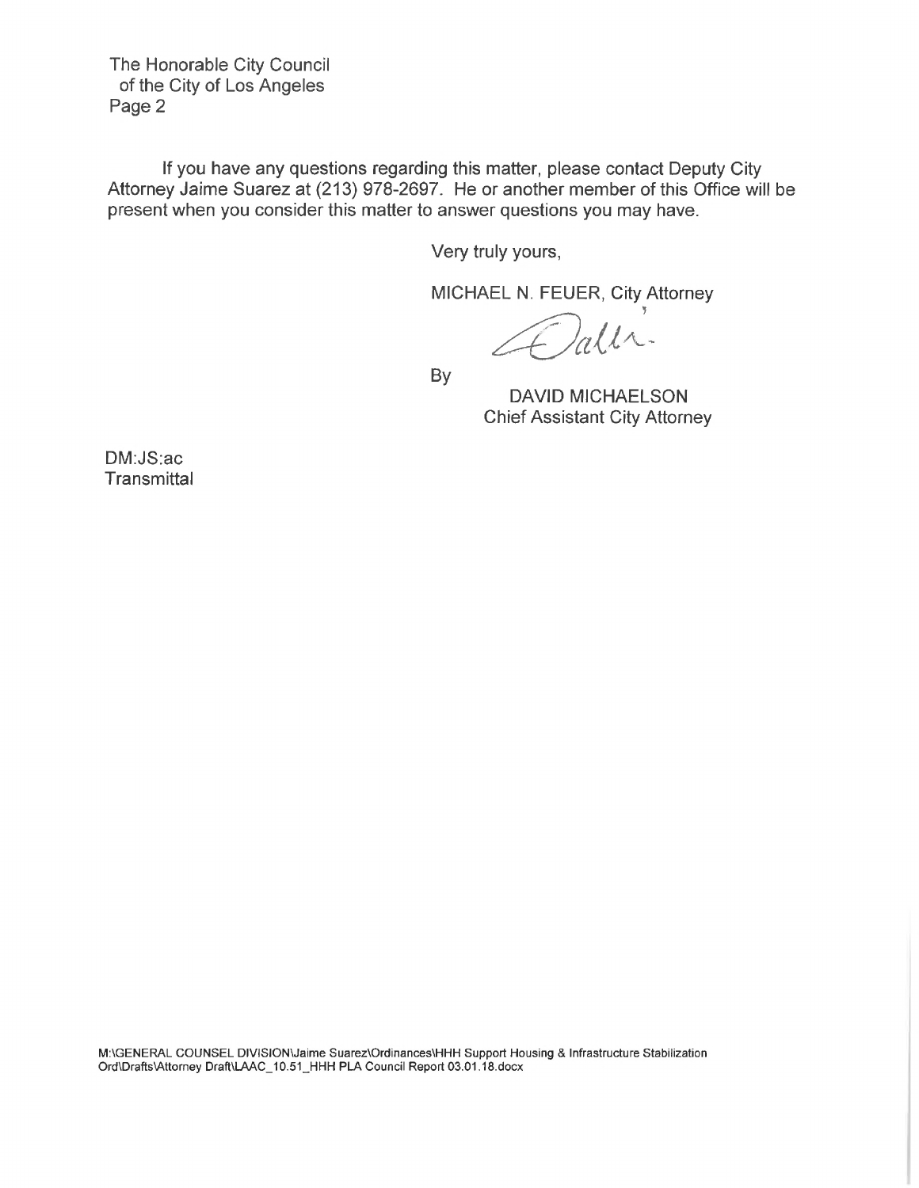If you have any questions regarding this matter, please contact Deputy City Attorney Jaime Suarez at (213) 978-2697. He or another member of this Office will be present when you consider this matter to answer questions you may have.

Very truly yours,

MICHAEL N. FEUER, City Attorney

By

DAVID MICHAELSON
Chief Assistant City Attorney

DM:JS:ac
Transmittal

M:\GENERAL COUNSEL DIVISION\Jaime Suarez\Ordinances\HHH Support Housing & Infrastructure Stabilization Ord\Drafts\Attorney Draft\LAAC_10.51_HHH PLA Council Report 03.01.18.docx